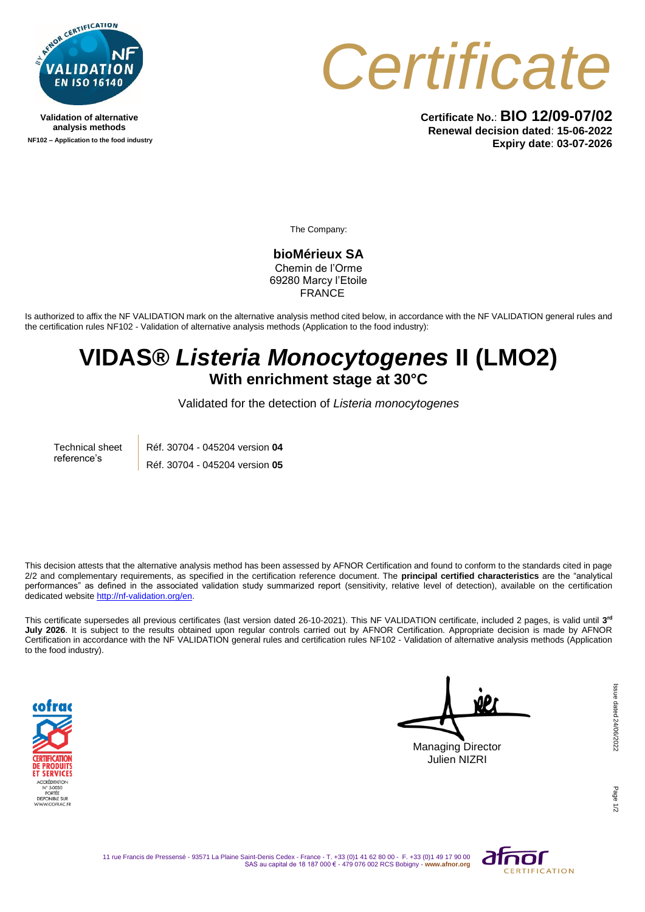Validation of alternative analysis methods

NF102 – Application to the food industry

# Certificate

**Certificate No.**: **BIO 12/09-07/02**
**Renewal decision dated**: **15-06-2022**
**Expiry date**: **03-07-2026**

The Company:

**bioMérieux SA**
Chemin de l'Orme
69280 Marcy l'Etoile
FRANCE

Is authorized to affix the NF VALIDATION mark on the alternative analysis method cited below, in accordance with the NF VALIDATION general rules and the certification rules NF102 - Validation of alternative analysis methods (Application to the food industry):

# VIDAS® *Listeria Monocytogenes* II (LMO2)

## With enrichment stage at 30°C

Validated for the detection of *Listeria monocytogenes*

| Technical sheet reference's | Réf. 30704 - 045204 version **04** |
|---|---|
| | Réf. 30704 - 045204 version **05** |

This decision attests that the alternative analysis method has been assessed by AFNOR Certification and found to conform to the standards cited in page 2/2 and complementary requirements, as specified in the certification reference document. The **principal certified characteristics** are the "analytical performances" as defined in the associated validation study summarized report (sensitivity, relative level of detection), available on the certification dedicated website http://nf-validation.org/en.

This certificate supersedes all previous certificates (last version dated 26-10-2021). This NF VALIDATION certificate, included 2 pages, is valid until **3rd July 2026**. It is subject to the results obtained upon regular controls carried out by AFNOR Certification. Appropriate decision is made by AFNOR Certification in accordance with the NF VALIDATION general rules and certification rules NF102 - Validation of alternative analysis methods (Application to the food industry).

Managing Director
Julien NIZRI

Issue dated 24/06/2022

11 rue Francis de Pressensé - 93571 La Plaine Saint-Denis Cedex - France - T. +33 (0)1 41 62 80 00 - F. +33 (0)1 49 17 90 00
SAS au capital de 18 187 000 € - 479 076 002 RCS Bobigny - www.afnor.org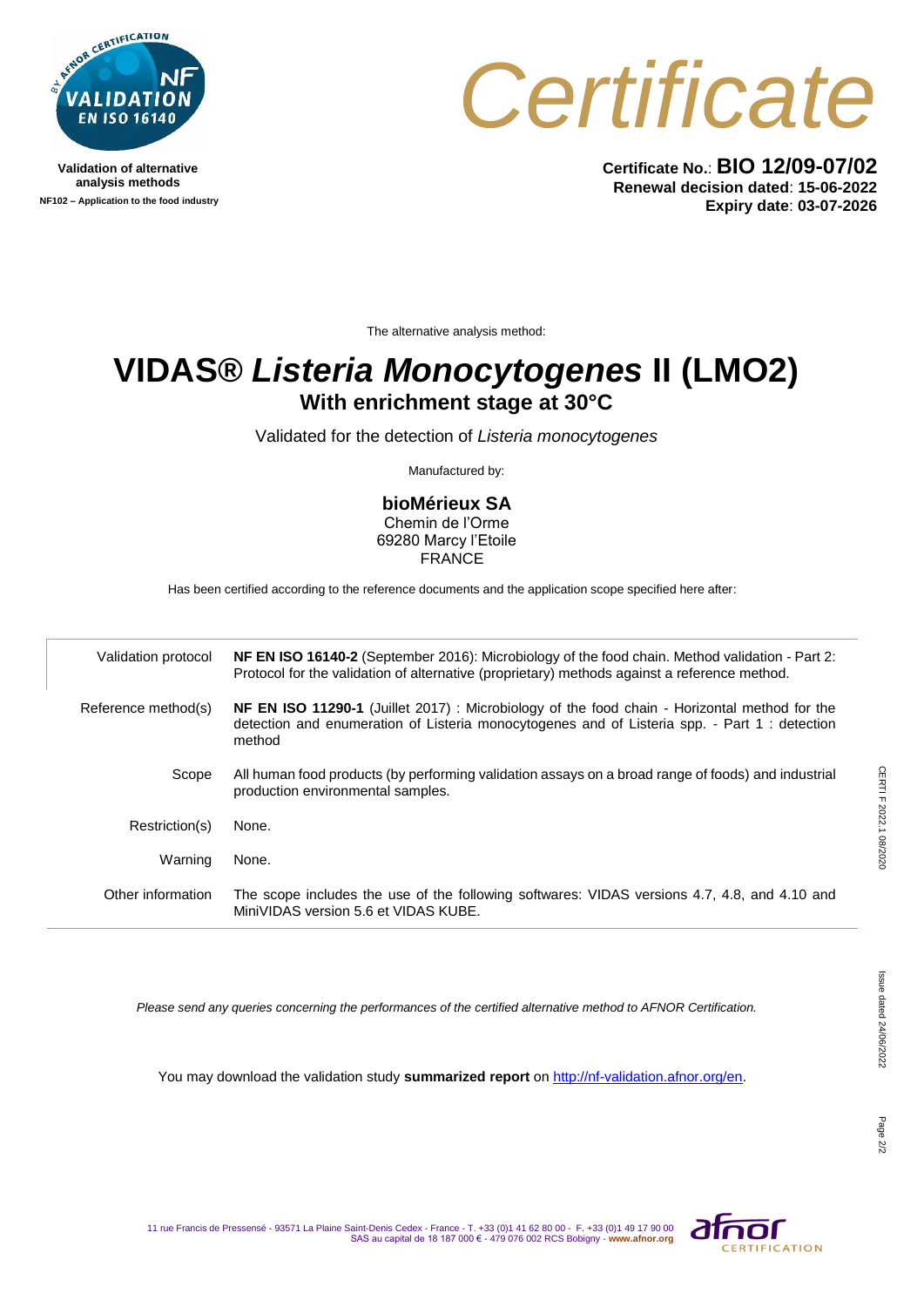Validation of alternative analysis methods
NF102 – Application to the food industry

# *Certificate*

**Certificate No.**: **BIO 12/09-07/02**
**Renewal decision dated**: **15-06-2022**
**Expiry date**: **03-07-2026**

The alternative analysis method:

# VIDAS® *Listeria Monocytogenes* II (LMO2)

## With enrichment stage at 30°C

Validated for the detection of *Listeria monocytogenes*

Manufactured by:

**bioMérieux SA**
Chemin de l'Orme
69280 Marcy l'Etoile
FRANCE

Has been certified according to the reference documents and the application scope specified here after:

| | |
|---|---|
| Validation protocol | **NF EN ISO 16140-2** (September 2016): Microbiology of the food chain. Method validation - Part 2: Protocol for the validation of alternative (proprietary) methods against a reference method. |
| Reference method(s) | **NF EN ISO 11290-1** (Juillet 2017) : Microbiology of the food chain - Horizontal method for the detection and enumeration of Listeria monocytogenes and of Listeria spp. - Part 1 : detection method |
| Scope | All human food products (by performing validation assays on a broad range of foods) and industrial production environmental samples. |
| Restriction(s) | None. |
| Warning | None. |
| Other information | The scope includes the use of the following softwares: VIDAS versions 4.7, 4.8, and 4.10 and MiniVIDAS version 5.6 et VIDAS KUBE. |

*Please send any queries concerning the performances of the certified alternative method to AFNOR Certification.*

You may download the validation study **summarized report** on http://nf-validation.afnor.org/en.

CERTI F 2022.1 08/2020

Issue dated 24/06/2022

11 rue Francis de Pressensé - 93571 La Plaine Saint-Denis Cedex - France - T. +33 (0)1 41 62 80 00 - F. +33 (0)1 49 17 90 00
SAS au capital de 18 187 000 € - 479 076 002 RCS Bobigny - **www.afnor.org**